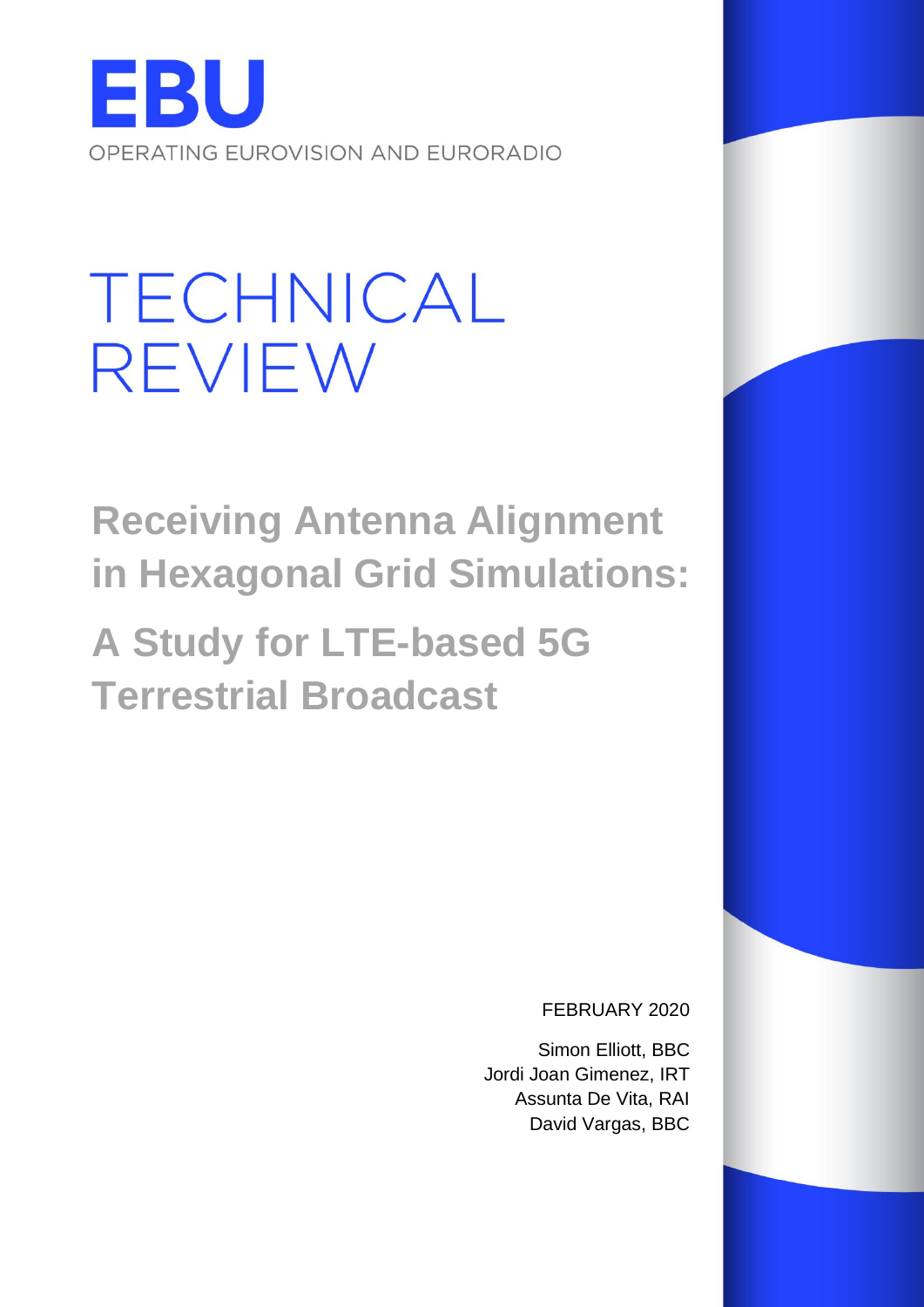# EBU

OPERATING EUROVISION AND EURORADIO

# TECHNICAL REVIEW

## Receiving Antenna Alignment in Hexagonal Grid Simulations:

## A Study for LTE-based 5G Terrestrial Broadcast

FEBRUARY 2020

Simon Elliott, BBC
Jordi Joan Gimenez, IRT
Assunta De Vita, RAI
David Vargas, BBC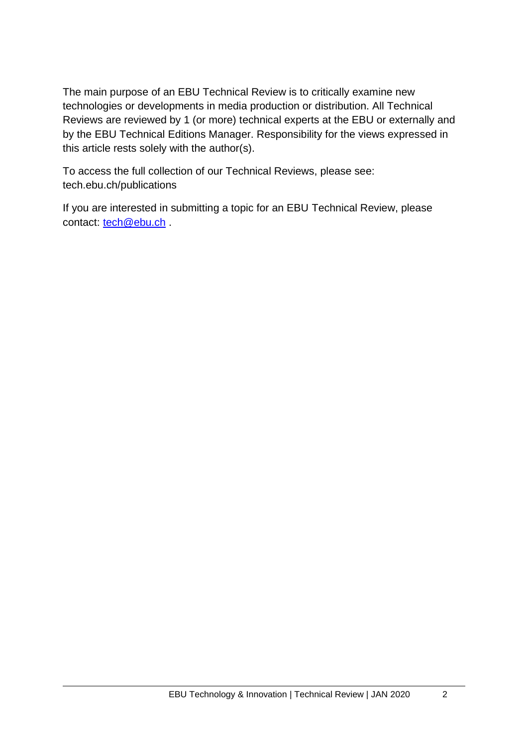The main purpose of an EBU Technical Review is to critically examine new technologies or developments in media production or distribution. All Technical Reviews are reviewed by 1 (or more) technical experts at the EBU or externally and by the EBU Technical Editions Manager. Responsibility for the views expressed in this article rests solely with the author(s).

To access the full collection of our Technical Reviews, please see: tech.ebu.ch/publications

If you are interested in submitting a topic for an EBU Technical Review, please contact: [tech@ebu.ch](mailto:tech@ebu.ch) .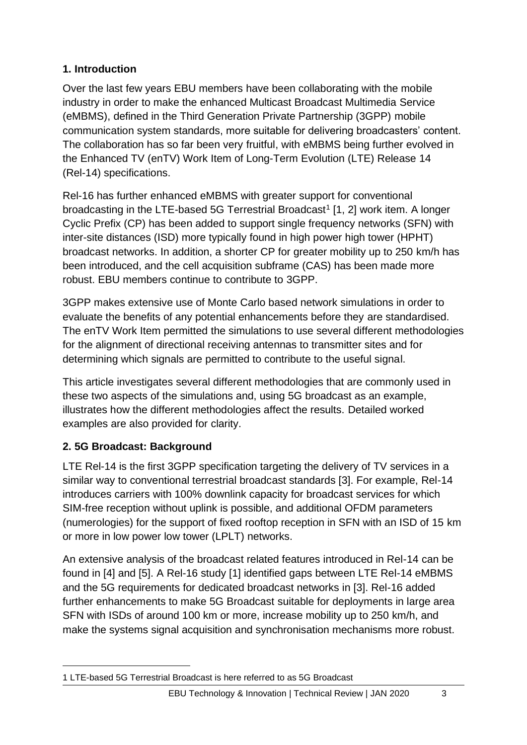## 1. Introduction

Over the last few years EBU members have been collaborating with the mobile industry in order to make the enhanced Multicast Broadcast Multimedia Service (eMBMS), defined in the Third Generation Private Partnership (3GPP) mobile communication system standards, more suitable for delivering broadcasters' content. The collaboration has so far been very fruitful, with eMBMS being further evolved in the Enhanced TV (enTV) Work Item of Long-Term Evolution (LTE) Release 14 (Rel-14) specifications.

Rel-16 has further enhanced eMBMS with greater support for conventional broadcasting in the LTE-based 5G Terrestrial Broadcast[1] [1, 2] work item. A longer Cyclic Prefix (CP) has been added to support single frequency networks (SFN) with inter-site distances (ISD) more typically found in high power high tower (HPHT) broadcast networks. In addition, a shorter CP for greater mobility up to 250 km/h has been introduced, and the cell acquisition subframe (CAS) has been made more robust. EBU members continue to contribute to 3GPP.

3GPP makes extensive use of Monte Carlo based network simulations in order to evaluate the benefits of any potential enhancements before they are standardised. The enTV Work Item permitted the simulations to use several different methodologies for the alignment of directional receiving antennas to transmitter sites and for determining which signals are permitted to contribute to the useful signal.

This article investigates several different methodologies that are commonly used in these two aspects of the simulations and, using 5G broadcast as an example, illustrates how the different methodologies affect the results. Detailed worked examples are also provided for clarity.

## 2. 5G Broadcast: Background

LTE Rel-14 is the first 3GPP specification targeting the delivery of TV services in a similar way to conventional terrestrial broadcast standards [3]. For example, Rel-14 introduces carriers with 100% downlink capacity for broadcast services for which SIM-free reception without uplink is possible, and additional OFDM parameters (numerologies) for the support of fixed rooftop reception in SFN with an ISD of 15 km or more in low power low tower (LPLT) networks.

An extensive analysis of the broadcast related features introduced in Rel-14 can be found in [4] and [5]. A Rel-16 study [1] identified gaps between LTE Rel-14 eMBMS and the 5G requirements for dedicated broadcast networks in [3]. Rel-16 added further enhancements to make 5G Broadcast suitable for deployments in large area SFN with ISDs of around 100 km or more, increase mobility up to 250 km/h, and make the systems signal acquisition and synchronisation mechanisms more robust.

---

1 LTE-based 5G Terrestrial Broadcast is here referred to as 5G Broadcast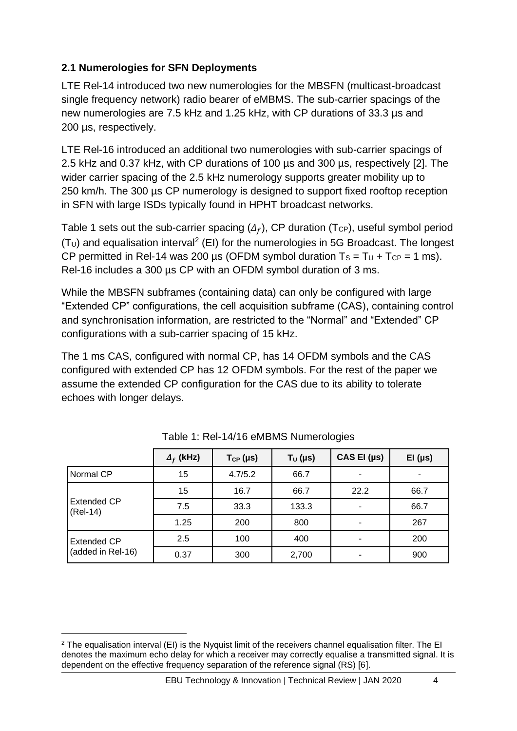### 2.1 Numerologies for SFN Deployments

LTE Rel-14 introduced two new numerologies for the MBSFN (multicast-broadcast single frequency network) radio bearer of eMBMS. The sub-carrier spacings of the new numerologies are 7.5 kHz and 1.25 kHz, with CP durations of 33.3 µs and 200 µs, respectively.

LTE Rel-16 introduced an additional two numerologies with sub-carrier spacings of 2.5 kHz and 0.37 kHz, with CP durations of 100 µs and 300 µs, respectively [2]. The wider carrier spacing of the 2.5 kHz numerology supports greater mobility up to 250 km/h. The 300 µs CP numerology is designed to support fixed rooftop reception in SFN with large ISDs typically found in HPHT broadcast networks.

Table 1 sets out the sub-carrier spacing ($\Delta_f$), CP duration ($T_{CP}$), useful symbol period ($T_U$) and equalisation interval[2] (EI) for the numerologies in 5G Broadcast. The longest CP permitted in Rel-14 was 200 µs (OFDM symbol duration $T_S = T_U + T_{CP} = 1$ ms). Rel-16 includes a 300 µs CP with an OFDM symbol duration of 3 ms.

While the MBSFN subframes (containing data) can only be configured with large "Extended CP" configurations, the cell acquisition subframe (CAS), containing control and synchronisation information, are restricted to the "Normal" and "Extended" CP configurations with a sub-carrier spacing of 15 kHz.

The 1 ms CAS, configured with normal CP, has 14 OFDM symbols and the CAS configured with extended CP has 12 OFDM symbols. For the rest of the paper we assume the extended CP configuration for the CAS due to its ability to tolerate echoes with longer delays.

Table 1: Rel-14/16 eMBMS Numerologies

| | $\Delta_f$ (kHz) | $T_{CP}$ (µs) | $T_U$ (µs) | CAS EI (µs) | EI (µs) |
|---|---|---|---|---|---|
| Normal CP | 15 | 4.7/5.2 | 66.7 | - | - |
| Extended CP (Rel-14) | 15 | 16.7 | 66.7 | 22.2 | 66.7 |
| | 7.5 | 33.3 | 133.3 | - | 66.7 |
| | 1.25 | 200 | 800 | - | 267 |
| Extended CP (added in Rel-16) | 2.5 | 100 | 400 | - | 200 |
| | 0.37 | 300 | 2,700 | - | 900 |

[2] The equalisation interval (EI) is the Nyquist limit of the receivers channel equalisation filter. The EI denotes the maximum echo delay for which a receiver may correctly equalise a transmitted signal. It is dependent on the effective frequency separation of the reference signal (RS) [6].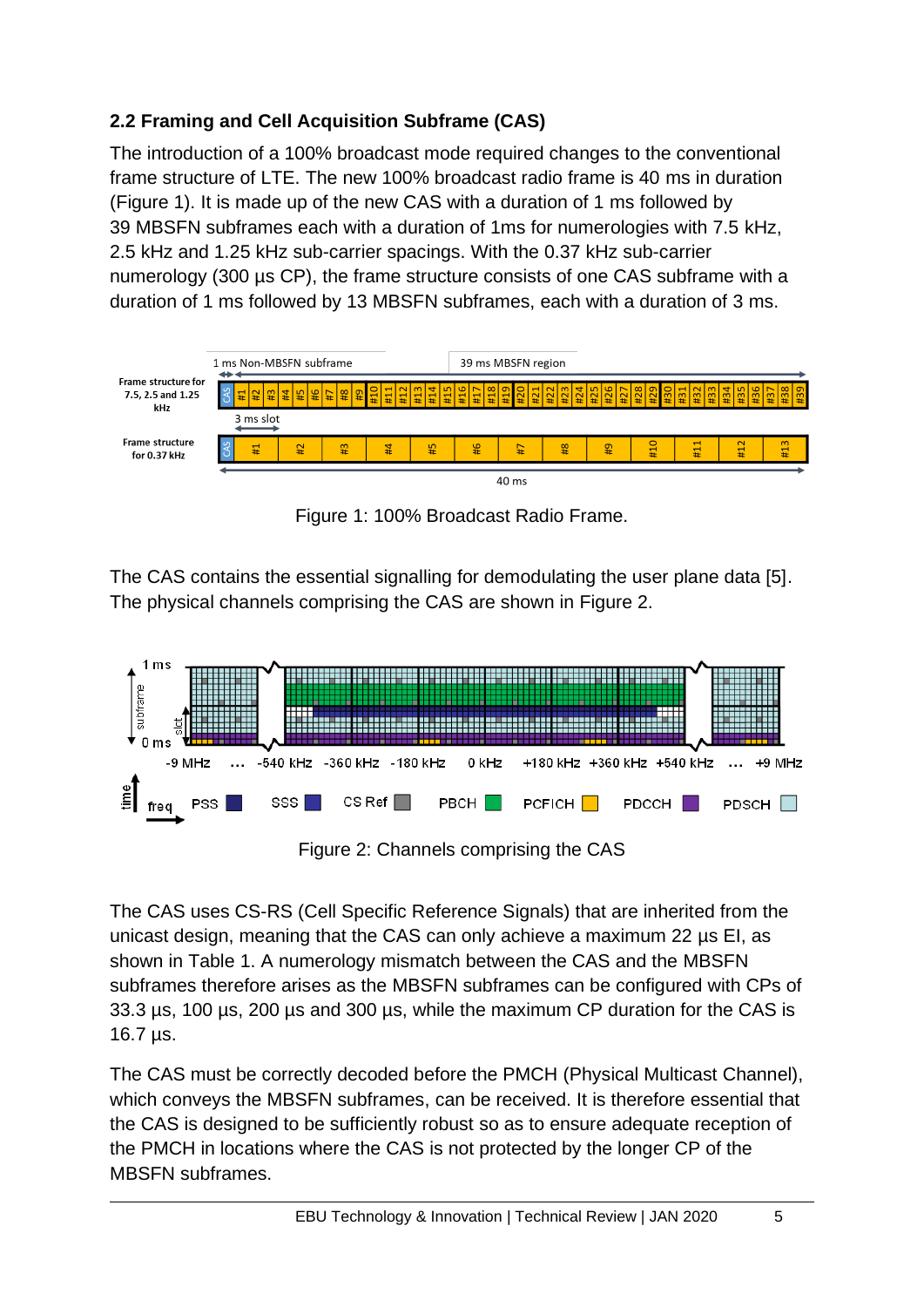## 2.2 Framing and Cell Acquisition Subframe (CAS)

The introduction of a 100% broadcast mode required changes to the conventional frame structure of LTE. The new 100% broadcast radio frame is 40 ms in duration (Figure 1). It is made up of the new CAS with a duration of 1 ms followed by 39 MBSFN subframes each with a duration of 1ms for numerologies with 7.5 kHz, 2.5 kHz and 1.25 kHz sub-carrier spacings. With the 0.37 kHz sub-carrier numerology (300 µs CP), the frame structure consists of one CAS subframe with a duration of 1 ms followed by 13 MBSFN subframes, each with a duration of 3 ms.

Figure 1: 100% Broadcast Radio Frame.

The CAS contains the essential signalling for demodulating the user plane data [5]. The physical channels comprising the CAS are shown in Figure 2.

Figure 2: Channels comprising the CAS

The CAS uses CS-RS (Cell Specific Reference Signals) that are inherited from the unicast design, meaning that the CAS can only achieve a maximum 22 µs EI, as shown in Table 1. A numerology mismatch between the CAS and the MBSFN subframes therefore arises as the MBSFN subframes can be configured with CPs of 33.3 µs, 100 µs, 200 µs and 300 µs, while the maximum CP duration for the CAS is 16.7 µs.

The CAS must be correctly decoded before the PMCH (Physical Multicast Channel), which conveys the MBSFN subframes, can be received. It is therefore essential that the CAS is designed to be sufficiently robust so as to ensure adequate reception of the PMCH in locations where the CAS is not protected by the longer CP of the MBSFN subframes.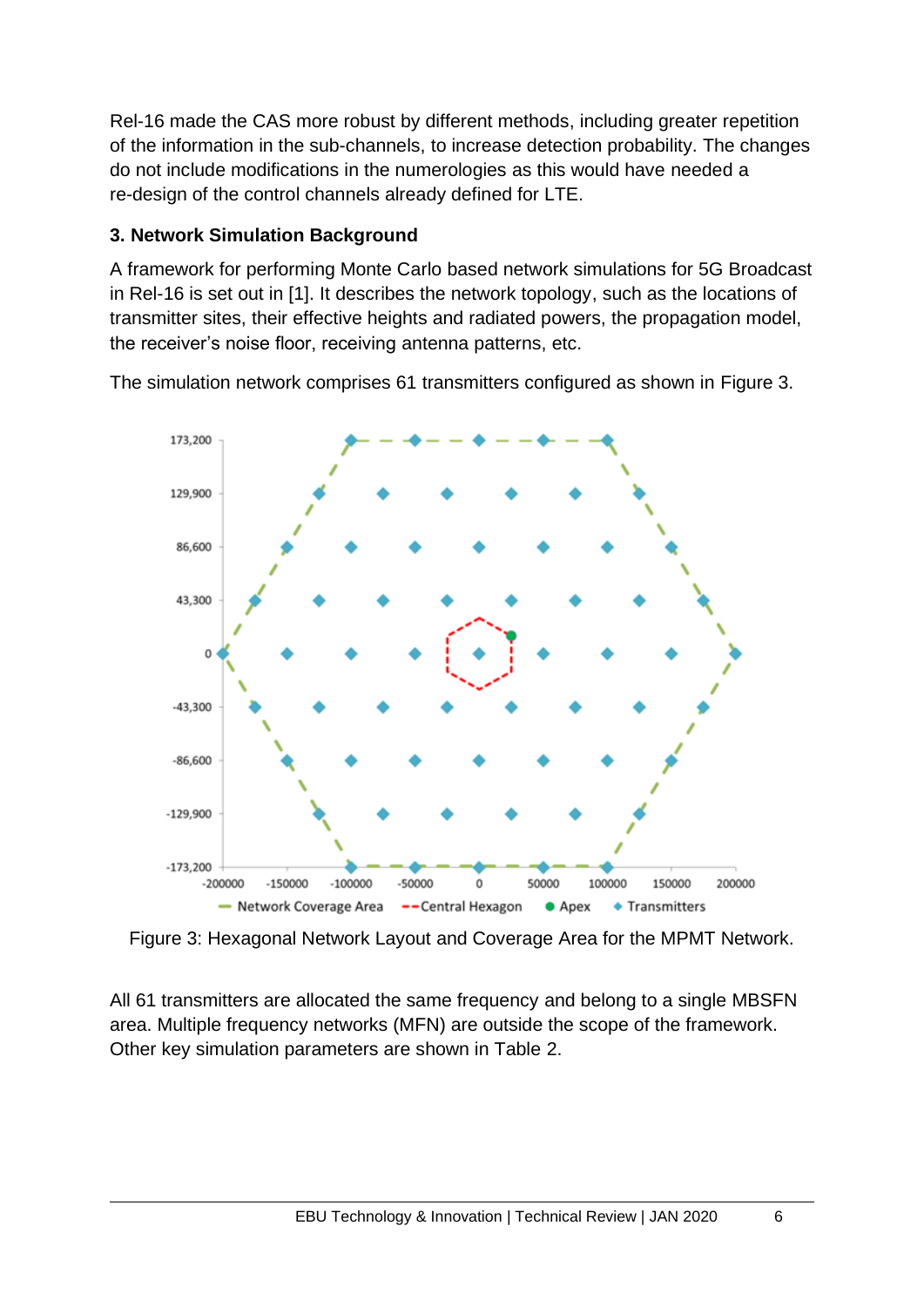Rel-16 made the CAS more robust by different methods, including greater repetition of the information in the sub-channels, to increase detection probability. The changes do not include modifications in the numerologies as this would have needed a re-design of the control channels already defined for LTE.

### 3. Network Simulation Background

A framework for performing Monte Carlo based network simulations for 5G Broadcast in Rel-16 is set out in [1]. It describes the network topology, such as the locations of transmitter sites, their effective heights and radiated powers, the propagation model, the receiver's noise floor, receiving antenna patterns, etc.

The simulation network comprises 61 transmitters configured as shown in Figure 3.

Figure 3: Hexagonal Network Layout and Coverage Area for the MPMT Network.

All 61 transmitters are allocated the same frequency and belong to a single MBSFN area. Multiple frequency networks (MFN) are outside the scope of the framework. Other key simulation parameters are shown in Table 2.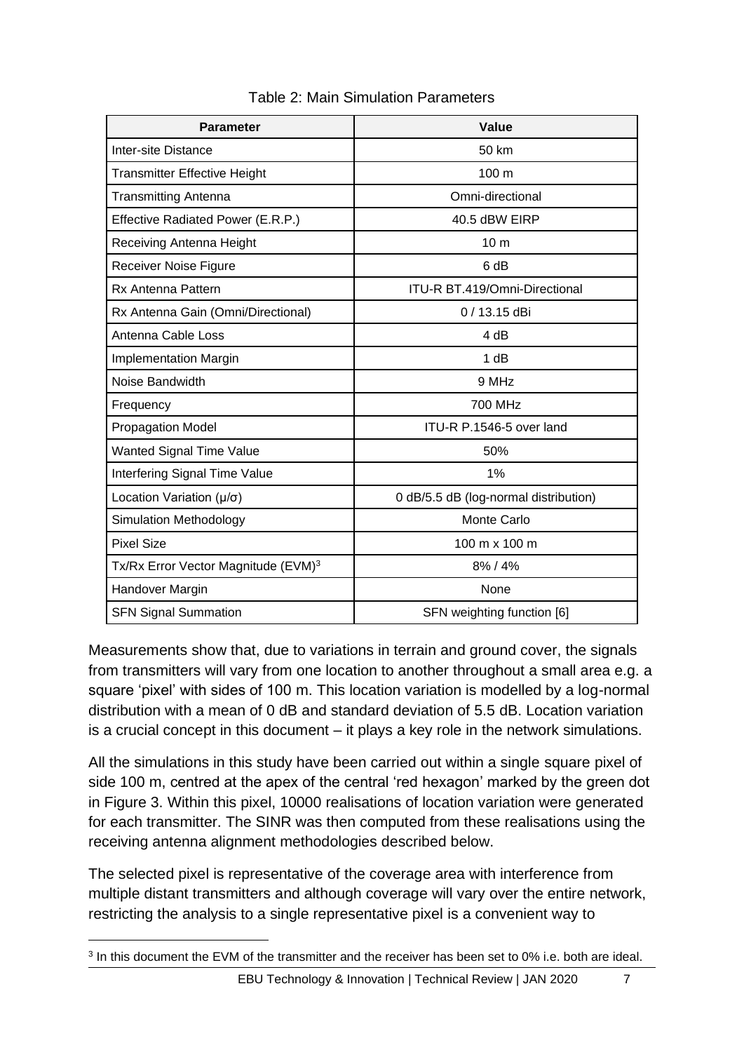Table 2: Main Simulation Parameters

| Parameter | Value |
|---|---|
| Inter-site Distance | 50 km |
| Transmitter Effective Height | 100 m |
| Transmitting Antenna | Omni-directional |
| Effective Radiated Power (E.R.P.) | 40.5 dBW EIRP |
| Receiving Antenna Height | 10 m |
| Receiver Noise Figure | 6 dB |
| Rx Antenna Pattern | ITU-R BT.419/Omni-Directional |
| Rx Antenna Gain (Omni/Directional) | 0 / 13.15 dBi |
| Antenna Cable Loss | 4 dB |
| Implementation Margin | 1 dB |
| Noise Bandwidth | 9 MHz |
| Frequency | 700 MHz |
| Propagation Model | ITU-R P.1546-5 over land |
| Wanted Signal Time Value | 50% |
| Interfering Signal Time Value | 1% |
| Location Variation ($\mu/\sigma$) | 0 dB/5.5 dB (log-normal distribution) |
| Simulation Methodology | Monte Carlo |
| Pixel Size | 100 m x 100 m |
| Tx/Rx Error Vector Magnitude (EVM)[3] | 8% / 4% |
| Handover Margin | None |
| SFN Signal Summation | SFN weighting function [6] |

Measurements show that, due to variations in terrain and ground cover, the signals from transmitters will vary from one location to another throughout a small area e.g. a square 'pixel' with sides of 100 m. This location variation is modelled by a log-normal distribution with a mean of 0 dB and standard deviation of 5.5 dB. Location variation is a crucial concept in this document – it plays a key role in the network simulations.

All the simulations in this study have been carried out within a single square pixel of side 100 m, centred at the apex of the central 'red hexagon' marked by the green dot in Figure 3. Within this pixel, 10000 realisations of location variation were generated for each transmitter. The SINR was then computed from these realisations using the receiving antenna alignment methodologies described below.

The selected pixel is representative of the coverage area with interference from multiple distant transmitters and although coverage will vary over the entire network, restricting the analysis to a single representative pixel is a convenient way to

[3] In this document the EVM of the transmitter and the receiver has been set to 0% i.e. both are ideal.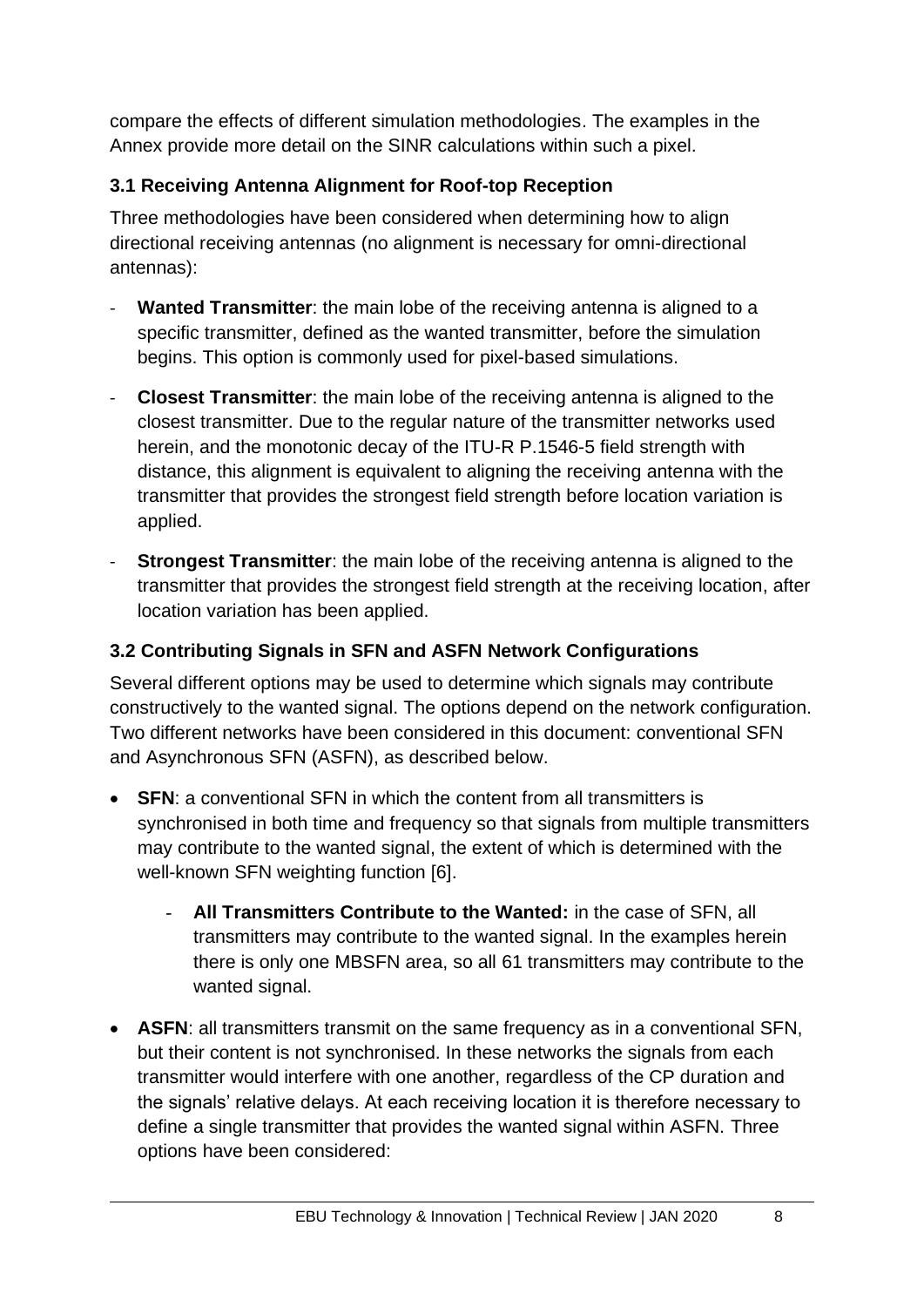compare the effects of different simulation methodologies. The examples in the Annex provide more detail on the SINR calculations within such a pixel.

### 3.1 Receiving Antenna Alignment for Roof-top Reception

Three methodologies have been considered when determining how to align directional receiving antennas (no alignment is necessary for omni-directional antennas):

- **Wanted Transmitter**: the main lobe of the receiving antenna is aligned to a specific transmitter, defined as the wanted transmitter, before the simulation begins. This option is commonly used for pixel-based simulations.
- **Closest Transmitter**: the main lobe of the receiving antenna is aligned to the closest transmitter. Due to the regular nature of the transmitter networks used herein, and the monotonic decay of the ITU-R P.1546-5 field strength with distance, this alignment is equivalent to aligning the receiving antenna with the transmitter that provides the strongest field strength before location variation is applied.
- **Strongest Transmitter**: the main lobe of the receiving antenna is aligned to the transmitter that provides the strongest field strength at the receiving location, after location variation has been applied.

### 3.2 Contributing Signals in SFN and ASFN Network Configurations

Several different options may be used to determine which signals may contribute constructively to the wanted signal. The options depend on the network configuration. Two different networks have been considered in this document: conventional SFN and Asynchronous SFN (ASFN), as described below.

- **SFN**: a conventional SFN in which the content from all transmitters is synchronised in both time and frequency so that signals from multiple transmitters may contribute to the wanted signal, the extent of which is determined with the well-known SFN weighting function [6].
    - **All Transmitters Contribute to the Wanted:** in the case of SFN, all transmitters may contribute to the wanted signal. In the examples herein there is only one MBSFN area, so all 61 transmitters may contribute to the wanted signal.
- **ASFN**: all transmitters transmit on the same frequency as in a conventional SFN, but their content is not synchronised. In these networks the signals from each transmitter would interfere with one another, regardless of the CP duration and the signals' relative delays. At each receiving location it is therefore necessary to define a single transmitter that provides the wanted signal within ASFN. Three options have been considered: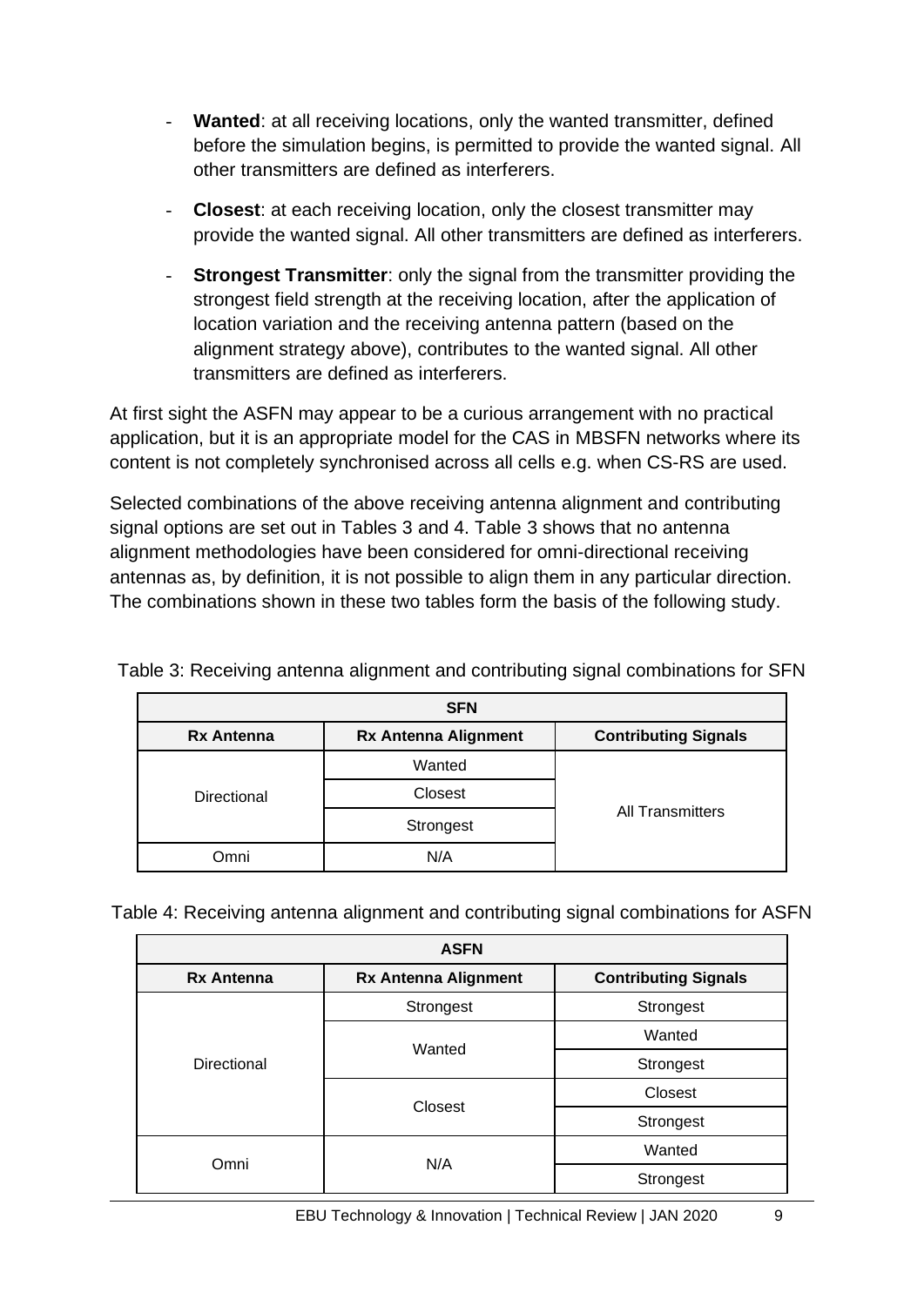- **Wanted**: at all receiving locations, only the wanted transmitter, defined before the simulation begins, is permitted to provide the wanted signal. All other transmitters are defined as interferers.
- **Closest**: at each receiving location, only the closest transmitter may provide the wanted signal. All other transmitters are defined as interferers.
- **Strongest Transmitter**: only the signal from the transmitter providing the strongest field strength at the receiving location, after the application of location variation and the receiving antenna pattern (based on the alignment strategy above), contributes to the wanted signal. All other transmitters are defined as interferers.

At first sight the ASFN may appear to be a curious arrangement with no practical application, but it is an appropriate model for the CAS in MBSFN networks where its content is not completely synchronised across all cells e.g. when CS-RS are used.

Selected combinations of the above receiving antenna alignment and contributing signal options are set out in Tables 3 and 4. Table 3 shows that no antenna alignment methodologies have been considered for omni-directional receiving antennas as, by definition, it is not possible to align them in any particular direction. The combinations shown in these two tables form the basis of the following study.

Table 3: Receiving antenna alignment and contributing signal combinations for SFN

| SFN | | |
|---|---|---|
| **Rx Antenna** | **Rx Antenna Alignment** | **Contributing Signals** |
| Directional | Wanted | All Transmitters |
| | Closest | |
| | Strongest | |
| Omni | N/A | |

Table 4: Receiving antenna alignment and contributing signal combinations for ASFN

| ASFN | | |
|---|---|---|
| **Rx Antenna** | **Rx Antenna Alignment** | **Contributing Signals** |
| Directional | Strongest | Strongest |
| | Wanted | Wanted |
| | | Strongest |
| | Closest | Closest |
| | | Strongest |
| Omni | N/A | Wanted |
| | | Strongest |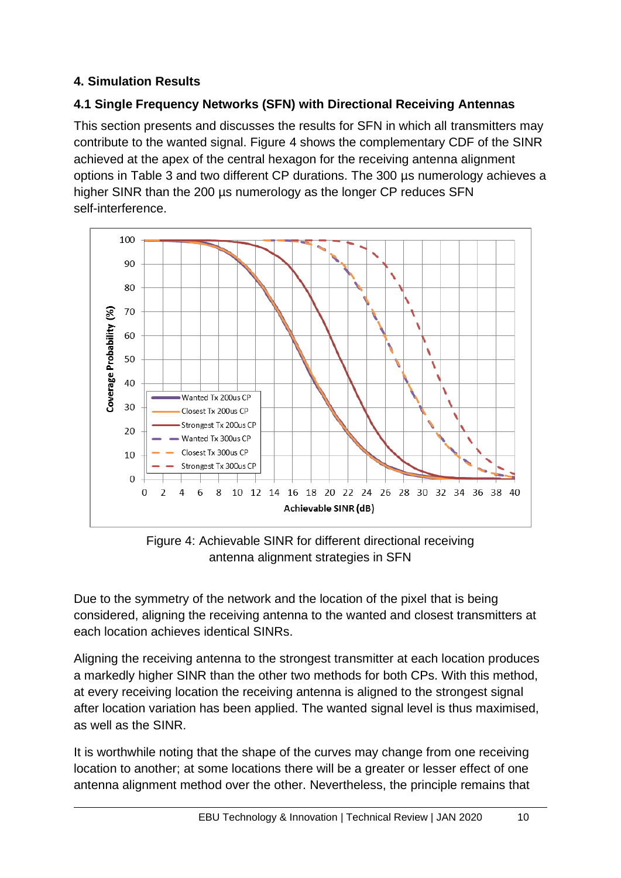## 4. Simulation Results

### 4.1 Single Frequency Networks (SFN) with Directional Receiving Antennas

This section presents and discusses the results for SFN in which all transmitters may contribute to the wanted signal. Figure 4 shows the complementary CDF of the SINR achieved at the apex of the central hexagon for the receiving antenna alignment options in Table 3 and two different CP durations. The 300 µs numerology achieves a higher SINR than the 200 µs numerology as the longer CP reduces SFN self-interference.

Figure 4: Achievable SINR for different directional receiving antenna alignment strategies in SFN

Due to the symmetry of the network and the location of the pixel that is being considered, aligning the receiving antenna to the wanted and closest transmitters at each location achieves identical SINRs.

Aligning the receiving antenna to the strongest transmitter at each location produces a markedly higher SINR than the other two methods for both CPs. With this method, at every receiving location the receiving antenna is aligned to the strongest signal after location variation has been applied. The wanted signal level is thus maximised, as well as the SINR.

It is worthwhile noting that the shape of the curves may change from one receiving location to another; at some locations there will be a greater or lesser effect of one antenna alignment method over the other. Nevertheless, the principle remains that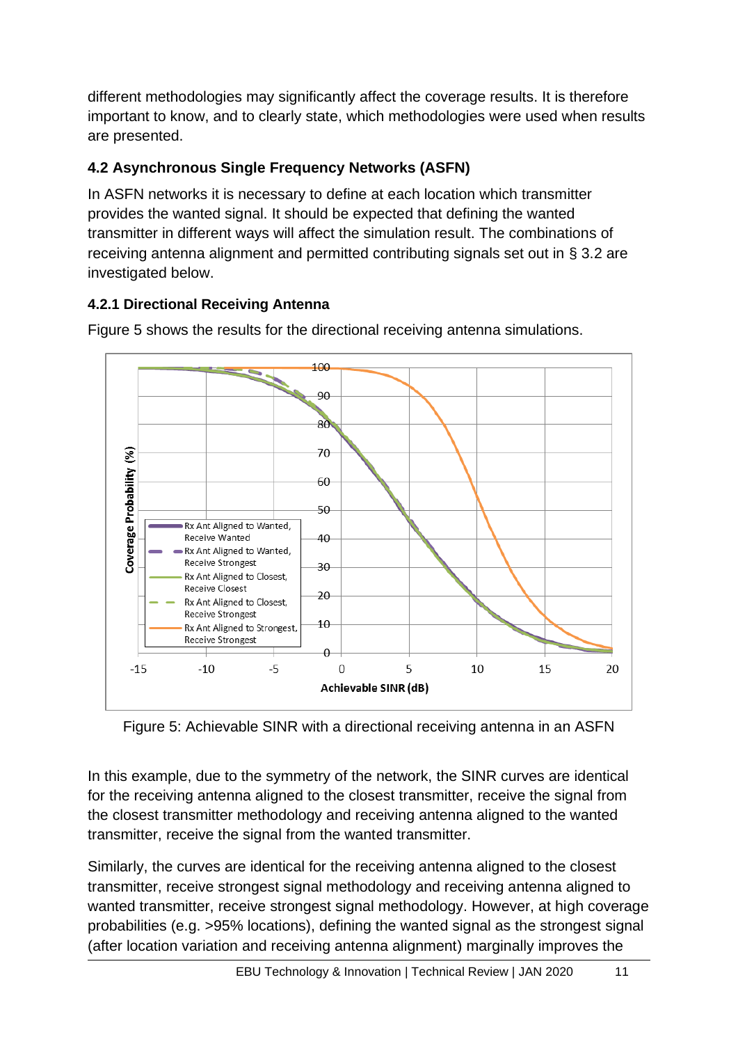different methodologies may significantly affect the coverage results. It is therefore important to know, and to clearly state, which methodologies were used when results are presented.

## 4.2 Asynchronous Single Frequency Networks (ASFN)

In ASFN networks it is necessary to define at each location which transmitter provides the wanted signal. It should be expected that defining the wanted transmitter in different ways will affect the simulation result. The combinations of receiving antenna alignment and permitted contributing signals set out in § 3.2 are investigated below.

### 4.2.1 Directional Receiving Antenna

Figure 5 shows the results for the directional receiving antenna simulations.

Figure 5: Achievable SINR with a directional receiving antenna in an ASFN

In this example, due to the symmetry of the network, the SINR curves are identical for the receiving antenna aligned to the closest transmitter, receive the signal from the closest transmitter methodology and receiving antenna aligned to the wanted transmitter, receive the signal from the wanted transmitter.

Similarly, the curves are identical for the receiving antenna aligned to the closest transmitter, receive strongest signal methodology and receiving antenna aligned to wanted transmitter, receive strongest signal methodology. However, at high coverage probabilities (e.g. >95% locations), defining the wanted signal as the strongest signal (after location variation and receiving antenna alignment) marginally improves the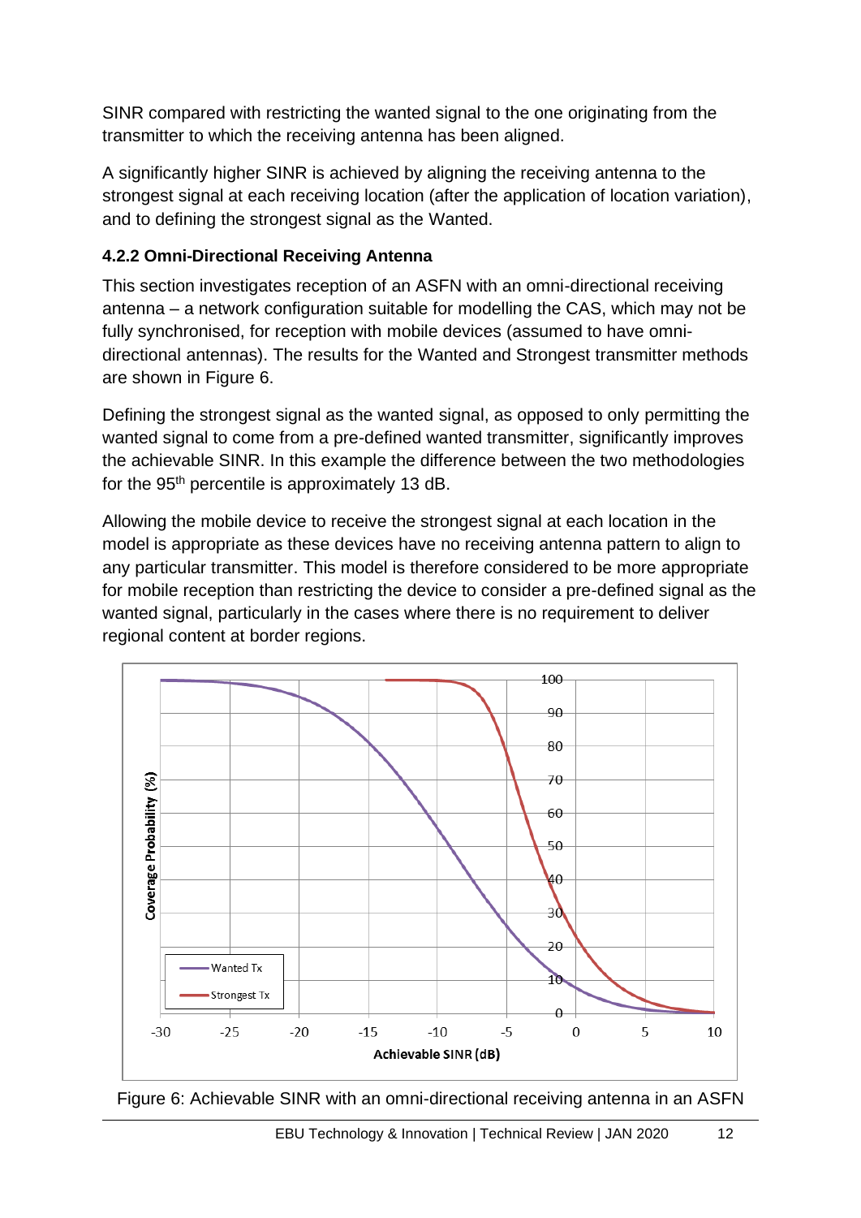SINR compared with restricting the wanted signal to the one originating from the transmitter to which the receiving antenna has been aligned.

A significantly higher SINR is achieved by aligning the receiving antenna to the strongest signal at each receiving location (after the application of location variation), and to defining the strongest signal as the Wanted.

### 4.2.2 Omni-Directional Receiving Antenna

This section investigates reception of an ASFN with an omni-directional receiving antenna – a network configuration suitable for modelling the CAS, which may not be fully synchronised, for reception with mobile devices (assumed to have omni-directional antennas). The results for the Wanted and Strongest transmitter methods are shown in Figure 6.

Defining the strongest signal as the wanted signal, as opposed to only permitting the wanted signal to come from a pre-defined wanted transmitter, significantly improves the achievable SINR. In this example the difference between the two methodologies for the 95th percentile is approximately 13 dB.

Allowing the mobile device to receive the strongest signal at each location in the model is appropriate as these devices have no receiving antenna pattern to align to any particular transmitter. This model is therefore considered to be more appropriate for mobile reception than restricting the device to consider a pre-defined signal as the wanted signal, particularly in the cases where there is no requirement to deliver regional content at border regions.

Figure 6: Achievable SINR with an omni-directional receiving antenna in an ASFN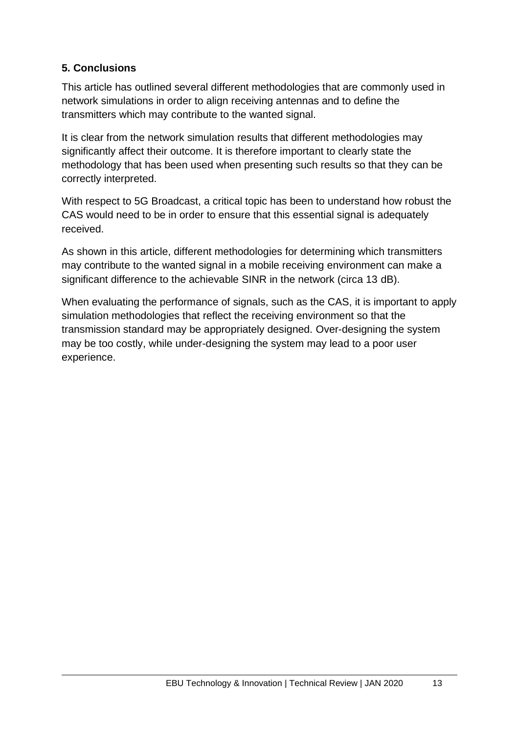## 5. Conclusions

This article has outlined several different methodologies that are commonly used in network simulations in order to align receiving antennas and to define the transmitters which may contribute to the wanted signal.

It is clear from the network simulation results that different methodologies may significantly affect their outcome. It is therefore important to clearly state the methodology that has been used when presenting such results so that they can be correctly interpreted.

With respect to 5G Broadcast, a critical topic has been to understand how robust the CAS would need to be in order to ensure that this essential signal is adequately received.

As shown in this article, different methodologies for determining which transmitters may contribute to the wanted signal in a mobile receiving environment can make a significant difference to the achievable SINR in the network (circa 13 dB).

When evaluating the performance of signals, such as the CAS, it is important to apply simulation methodologies that reflect the receiving environment so that the transmission standard may be appropriately designed. Over-designing the system may be too costly, while under-designing the system may lead to a poor user experience.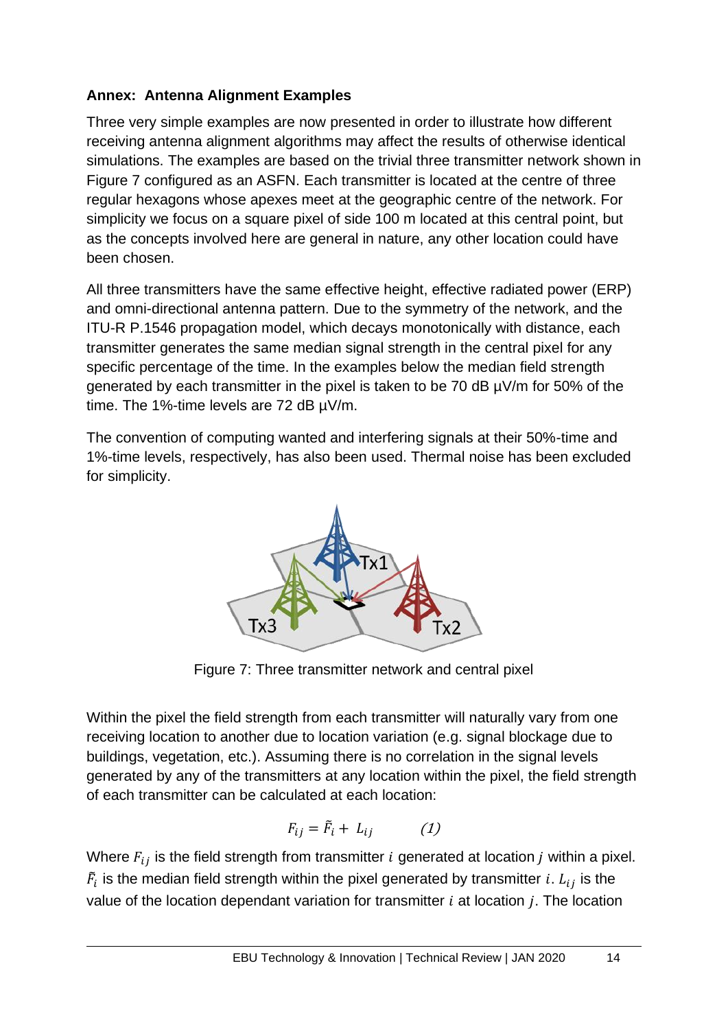### Annex: Antenna Alignment Examples

Three very simple examples are now presented in order to illustrate how different receiving antenna alignment algorithms may affect the results of otherwise identical simulations. The examples are based on the trivial three transmitter network shown in Figure 7 configured as an ASFN. Each transmitter is located at the centre of three regular hexagons whose apexes meet at the geographic centre of the network. For simplicity we focus on a square pixel of side 100 m located at this central point, but as the concepts involved here are general in nature, any other location could have been chosen.

All three transmitters have the same effective height, effective radiated power (ERP) and omni-directional antenna pattern. Due to the symmetry of the network, and the ITU-R P.1546 propagation model, which decays monotonically with distance, each transmitter generates the same median signal strength in the central pixel for any specific percentage of the time. In the examples below the median field strength generated by each transmitter in the pixel is taken to be 70 dB µV/m for 50% of the time. The 1%-time levels are 72 dB µV/m.

The convention of computing wanted and interfering signals at their 50%-time and 1%-time levels, respectively, has also been used. Thermal noise has been excluded for simplicity.

Figure 7: Three transmitter network and central pixel

Within the pixel the field strength from each transmitter will naturally vary from one receiving location to another due to location variation (e.g. signal blockage due to buildings, vegetation, etc.). Assuming there is no correlation in the signal levels generated by any of the transmitters at any location within the pixel, the field strength of each transmitter can be calculated at each location:

$$F_{ij} = \tilde{F}_i + L_{ij} \qquad (1)$$

Where $F_{ij}$ is the field strength from transmitter $i$ generated at location $j$ within a pixel. $\tilde{F}_i$ is the median field strength within the pixel generated by transmitter $i$. $L_{ij}$ is the value of the location dependant variation for transmitter $i$ at location $j$. The location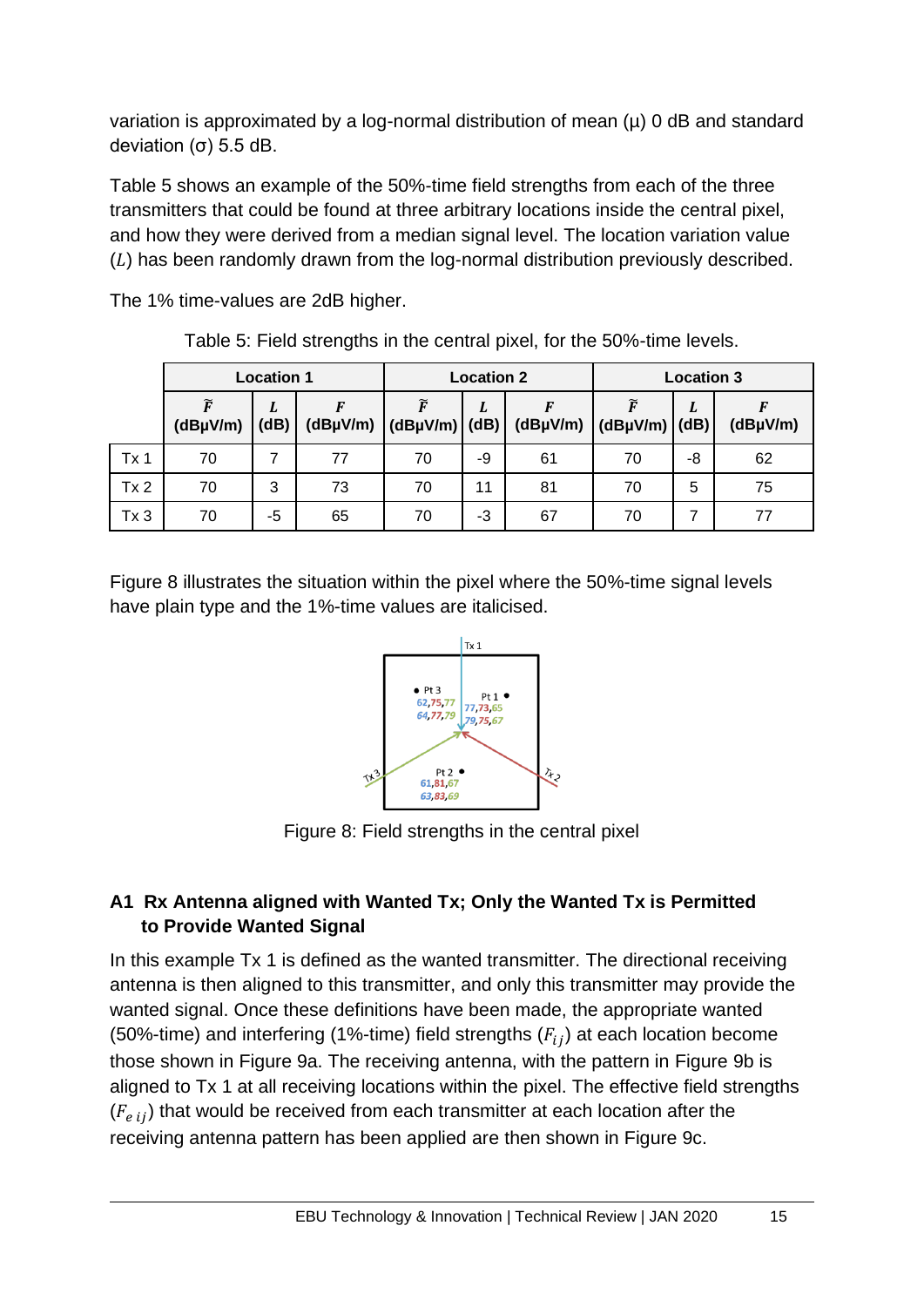variation is approximated by a log-normal distribution of mean (μ) 0 dB and standard deviation (σ) 5.5 dB.

Table 5 shows an example of the 50%-time field strengths from each of the three transmitters that could be found at three arbitrary locations inside the central pixel, and how they were derived from a median signal level. The location variation value ($L$) has been randomly drawn from the log-normal distribution previously described.

The 1% time-values are 2dB higher.

Table 5: Field strengths in the central pixel, for the 50%-time levels.

| | Location 1 | | | Location 2 | | | Location 3 | | |
|---|---|---|---|---|---|---|---|---|---|
| | $\tilde{F}$ (dBμV/m) | $L$ (dB) | $F$ (dBμV/m) | $\tilde{F}$ (dBμV/m) | $L$ (dB) | $F$ (dBμV/m) | $\tilde{F}$ (dBμV/m) | $L$ (dB) | $F$ (dBμV/m) |
| Tx 1 | 70 | 7 | 77 | 70 | -9 | 61 | 70 | -8 | 62 |
| Tx 2 | 70 | 3 | 73 | 70 | 11 | 81 | 70 | 5 | 75 |
| Tx 3 | 70 | -5 | 65 | 70 | -3 | 67 | 70 | 7 | 77 |

Figure 8 illustrates the situation within the pixel where the 50%-time signal levels have plain type and the 1%-time values are italicised.

Figure 8: Field strengths in the central pixel

### A1 Rx Antenna aligned with Wanted Tx; Only the Wanted Tx is Permitted to Provide Wanted Signal

In this example Tx 1 is defined as the wanted transmitter. The directional receiving antenna is then aligned to this transmitter, and only this transmitter may provide the wanted signal. Once these definitions have been made, the appropriate wanted (50%-time) and interfering (1%-time) field strengths ($F_{ij}$) at each location become those shown in Figure 9a. The receiving antenna, with the pattern in Figure 9b is aligned to Tx 1 at all receiving locations within the pixel. The effective field strengths ($F_{e\,ij}$) that would be received from each transmitter at each location after the receiving antenna pattern has been applied are then shown in Figure 9c.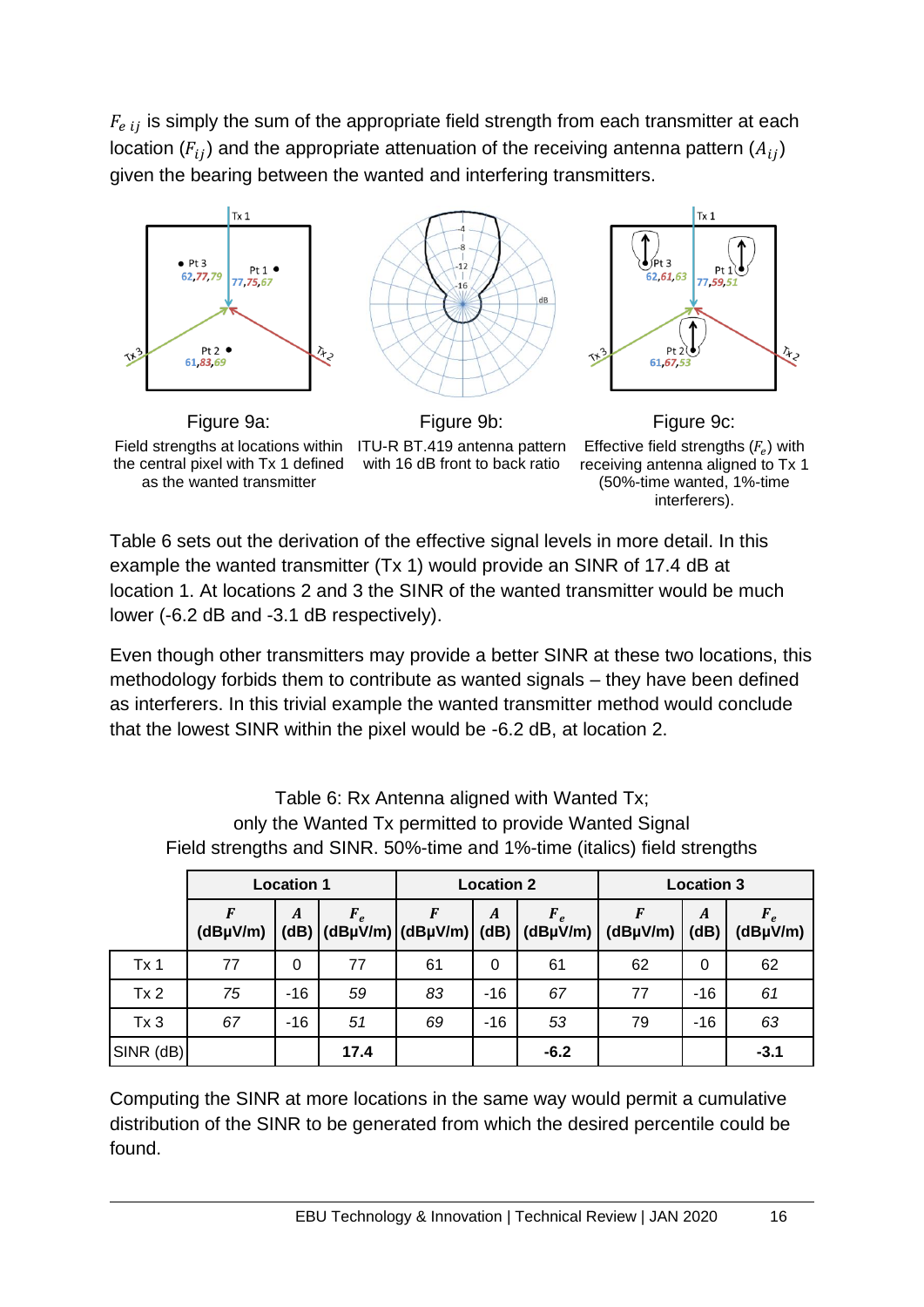$F_{e\,ij}$ is simply the sum of the appropriate field strength from each transmitter at each location ($F_{ij}$) and the appropriate attenuation of the receiving antenna pattern ($A_{ij}$) given the bearing between the wanted and interfering transmitters.

Figure 9a:
Field strengths at locations within the central pixel with Tx 1 defined as the wanted transmitter

Figure 9b:
ITU-R BT.419 antenna pattern with 16 dB front to back ratio

Figure 9c:
Effective field strengths ($F_e$) with receiving antenna aligned to Tx 1 (50%-time wanted, 1%-time interferers).

Table 6 sets out the derivation of the effective signal levels in more detail. In this example the wanted transmitter (Tx 1) would provide an SINR of 17.4 dB at location 1. At locations 2 and 3 the SINR of the wanted transmitter would be much lower (-6.2 dB and -3.1 dB respectively).

Even though other transmitters may provide a better SINR at these two locations, this methodology forbids them to contribute as wanted signals – they have been defined as interferers. In this trivial example the wanted transmitter method would conclude that the lowest SINR within the pixel would be -6.2 dB, at location 2.

Table 6: Rx Antenna aligned with Wanted Tx;
only the Wanted Tx permitted to provide Wanted Signal
Field strengths and SINR. 50%-time and 1%-time (italics) field strengths

| | Location 1 | | | Location 2 | | | Location 3 | | |
|---|---|---|---|---|---|---|---|---|---|
| | $F$ (dBµV/m) | $A$ (dB) | $F_e$ (dBµV/m) | $F$ (dBµV/m) | $A$ (dB) | $F_e$ (dBµV/m) | $F$ (dBµV/m) | $A$ (dB) | $F_e$ (dBµV/m) |
| Tx 1 | 77 | 0 | 77 | 61 | 0 | 61 | 62 | 0 | 62 |
| Tx 2 | *75* | -16 | *59* | *83* | -16 | *67* | 77 | -16 | *61* |
| Tx 3 | *67* | -16 | *51* | *69* | -16 | *53* | 79 | -16 | *63* |
| SINR (dB) | | | **17.4** | | | **-6.2** | | | **-3.1** |

Computing the SINR at more locations in the same way would permit a cumulative distribution of the SINR to be generated from which the desired percentile could be found.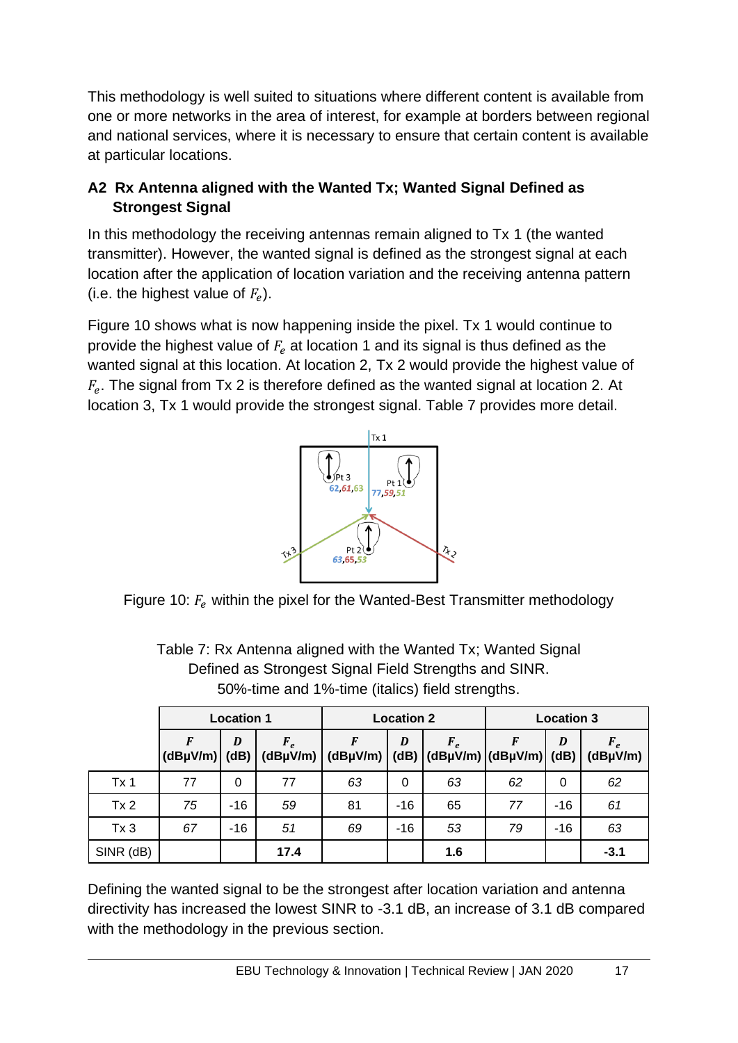This methodology is well suited to situations where different content is available from one or more networks in the area of interest, for example at borders between regional and national services, where it is necessary to ensure that certain content is available at particular locations.

### A2 Rx Antenna aligned with the Wanted Tx; Wanted Signal Defined as Strongest Signal

In this methodology the receiving antennas remain aligned to Tx 1 (the wanted transmitter). However, the wanted signal is defined as the strongest signal at each location after the application of location variation and the receiving antenna pattern (i.e. the highest value of $F_e$).

Figure 10 shows what is now happening inside the pixel. Tx 1 would continue to provide the highest value of $F_e$ at location 1 and its signal is thus defined as the wanted signal at this location. At location 2, Tx 2 would provide the highest value of $F_e$. The signal from Tx 2 is therefore defined as the wanted signal at location 2. At location 3, Tx 1 would provide the strongest signal. Table 7 provides more detail.

Figure 10: $F_e$ within the pixel for the Wanted-Best Transmitter methodology

Table 7: Rx Antenna aligned with the Wanted Tx; Wanted Signal Defined as Strongest Signal Field Strengths and SINR. 50%-time and 1%-time (italics) field strengths.

| | Location 1 | | | Location 2 | | | Location 3 | | |
|---|---|---|---|---|---|---|---|---|---|
| | $F$ (dBµV/m) | $D$ (dB) | $F_e$ (dBµV/m) | $F$ (dBµV/m) | $D$ (dB) | $F_e$ (dBµV/m) | $F$ (dBµV/m) | $D$ (dB) | $F_e$ (dBµV/m) |
| Tx 1 | 77 | 0 | 77 | *63* | 0 | *63* | *62* | 0 | *62* |
| Tx 2 | *75* | -16 | *59* | 81 | -16 | 65 | *77* | -16 | *61* |
| Tx 3 | *67* | -16 | *51* | *69* | -16 | *53* | *79* | -16 | *63* |
| SINR (dB) | | | **17.4** | | | **1.6** | | | **-3.1** |

Defining the wanted signal to be the strongest after location variation and antenna directivity has increased the lowest SINR to -3.1 dB, an increase of 3.1 dB compared with the methodology in the previous section.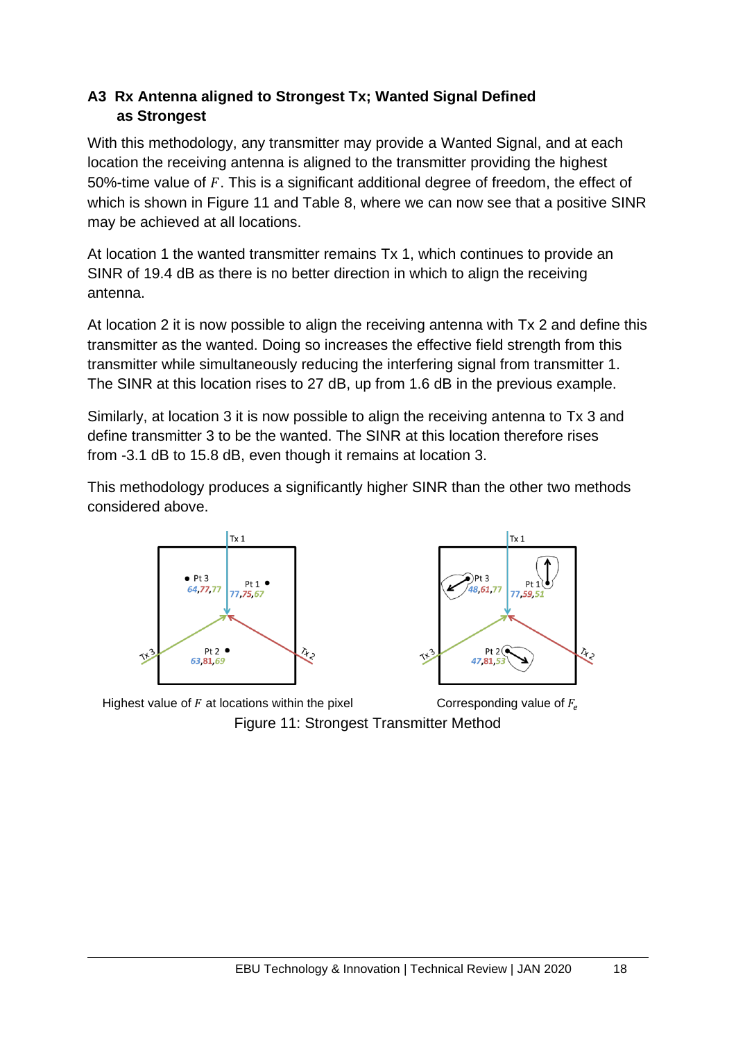## A3 Rx Antenna aligned to Strongest Tx; Wanted Signal Defined as Strongest

With this methodology, any transmitter may provide a Wanted Signal, and at each location the receiving antenna is aligned to the transmitter providing the highest 50%-time value of $F$. This is a significant additional degree of freedom, the effect of which is shown in Figure 11 and Table 8, where we can now see that a positive SINR may be achieved at all locations.

At location 1 the wanted transmitter remains Tx 1, which continues to provide an SINR of 19.4 dB as there is no better direction in which to align the receiving antenna.

At location 2 it is now possible to align the receiving antenna with Tx 2 and define this transmitter as the wanted. Doing so increases the effective field strength from this transmitter while simultaneously reducing the interfering signal from transmitter 1. The SINR at this location rises to 27 dB, up from 1.6 dB in the previous example.

Similarly, at location 3 it is now possible to align the receiving antenna to Tx 3 and define transmitter 3 to be the wanted. The SINR at this location therefore rises from -3.1 dB to 15.8 dB, even though it remains at location 3.

This methodology produces a significantly higher SINR than the other two methods considered above.

Highest value of $F$ at locations within the pixel — Corresponding value of $F_e$

Figure 11: Strongest Transmitter Method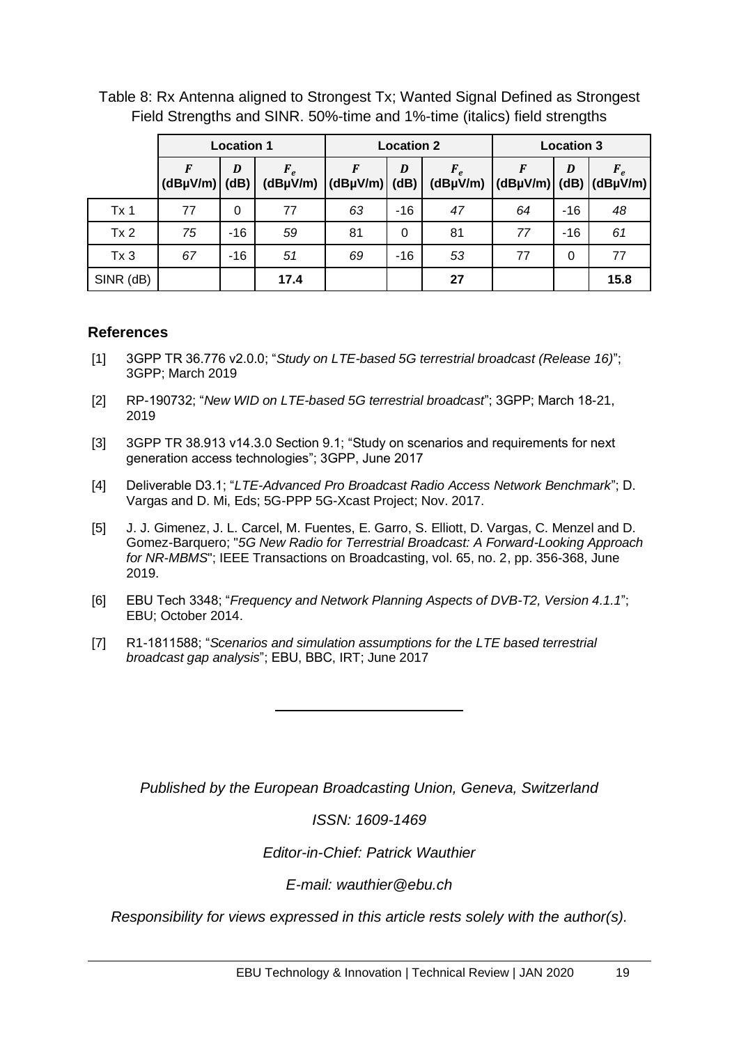Table 8: Rx Antenna aligned to Strongest Tx; Wanted Signal Defined as Strongest Field Strengths and SINR. 50%-time and 1%-time (italics) field strengths

| | Location 1 | | | Location 2 | | | Location 3 | | |
|---|---|---|---|---|---|---|---|---|---|
| | $F$ (dBµV/m) | $D$ (dB) | $F_e$ (dBµV/m) | $F$ (dBµV/m) | $D$ (dB) | $F_e$ (dBµV/m) | $F$ (dBµV/m) | $D$ (dB) | $F_e$ (dBµV/m) |
| Tx 1 | 77 | 0 | 77 | *63* | -16 | *47* | *64* | -16 | *48* |
| Tx 2 | *75* | -16 | *59* | 81 | 0 | 81 | *77* | -16 | *61* |
| Tx 3 | *67* | -16 | *51* | *69* | -16 | *53* | 77 | 0 | 77 |
| SINR (dB) | | | **17.4** | | | **27** | | | **15.8** |

### References

[1] 3GPP TR 36.776 v2.0.0; "*Study on LTE-based 5G terrestrial broadcast (Release 16)*"; 3GPP; March 2019

[2] RP-190732; "*New WID on LTE-based 5G terrestrial broadcast*"; 3GPP; March 18-21, 2019

[3] 3GPP TR 38.913 v14.3.0 Section 9.1; "Study on scenarios and requirements for next generation access technologies"; 3GPP, June 2017

[4] Deliverable D3.1; "*LTE-Advanced Pro Broadcast Radio Access Network Benchmark*"; D. Vargas and D. Mi, Eds; 5G-PPP 5G-Xcast Project; Nov. 2017.

[5] J. J. Gimenez, J. L. Carcel, M. Fuentes, E. Garro, S. Elliott, D. Vargas, C. Menzel and D. Gomez-Barquero; "*5G New Radio for Terrestrial Broadcast: A Forward-Looking Approach for NR-MBMS*"; IEEE Transactions on Broadcasting, vol. 65, no. 2, pp. 356-368, June 2019.

[6] EBU Tech 3348; "*Frequency and Network Planning Aspects of DVB-T2, Version 4.1.1*"; EBU; October 2014.

[7] R1-1811588; "*Scenarios and simulation assumptions for the LTE based terrestrial broadcast gap analysis*"; EBU, BBC, IRT; June 2017

---

*Published by the European Broadcasting Union, Geneva, Switzerland*

*ISSN: 1609-1469*

*Editor-in-Chief: Patrick Wauthier*

*E-mail: wauthier@ebu.ch*

*Responsibility for views expressed in this article rests solely with the author(s).*